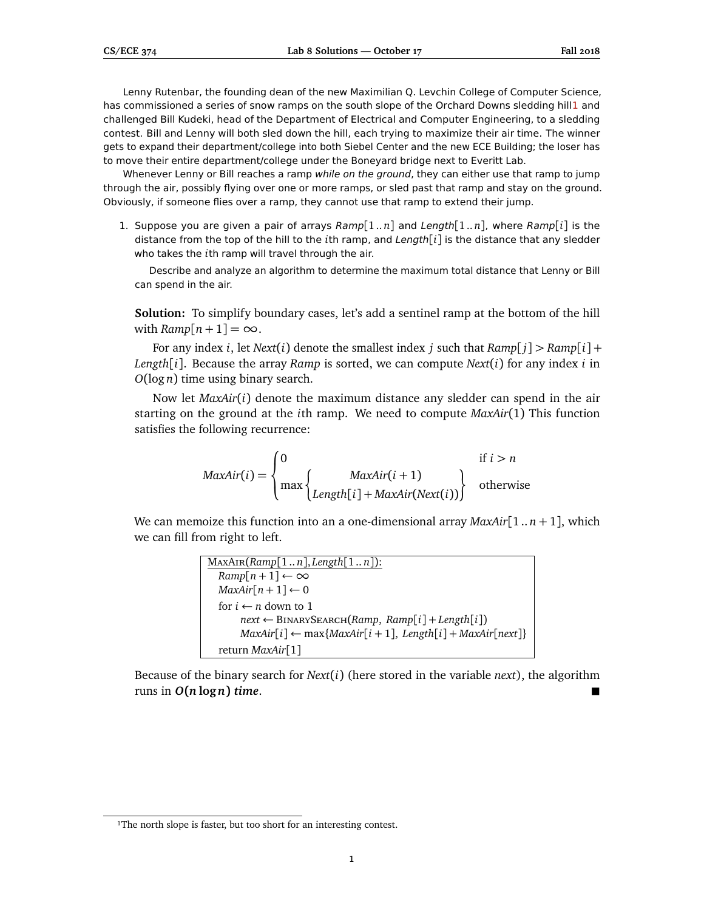Lenny Rutenbar, the founding dean of the new Maximilian Q. Levchin College of Computer Science, has commissioned a series of snow ramps on the south slope of the Orchard Downs sledding hill[1] and challenged Bill Kudeki, head of the Department of Electrical and Computer Engineering, to a sledding contest. Bill and Lenny will both sled down the hill, each trying to maximize their air time. The winner gets to expand their department/college into both Siebel Center and the new ECE Building; the loser has to move their entire department/college under the Boneyard bridge next to Everitt Lab.

Whenever Lenny or Bill reaches a ramp *while on the ground*, they can either use that ramp to jump through the air, possibly flying over one or more ramps, or sled past that ramp and stay on the ground. Obviously, if someone flies over a ramp, they cannot use that ramp to extend their jump.

1. Suppose you are given a pair of arrays $Ramp[1..n]$ and $Length[1..n]$, where $Ramp[i]$ is the distance from the top of the hill to the $i$th ramp, and $Length[i]$ is the distance that any sledder who takes the $i$th ramp will travel through the air.

   Describe and analyze an algorithm to determine the maximum total distance that Lenny or Bill can spend in the air.

**Solution:** To simplify boundary cases, let's add a sentinel ramp at the bottom of the hill with $Ramp[n+1] = \infty$.

For any index $i$, let $Next(i)$ denote the smallest index $j$ such that $Ramp[j] > Ramp[i] + Length[i]$. Because the array $Ramp$ is sorted, we can compute $Next(i)$ for any index $i$ in $O(\log n)$ time using binary search.

Now let $MaxAir(i)$ denote the maximum distance any sledder can spend in the air starting on the ground at the $i$th ramp. We need to compute $MaxAir(1)$ This function satisfies the following recurrence:

$$MaxAir(i) = \begin{cases} 0 & \text{if } i > n \\ \max\left\{ \begin{array}{c} MaxAir(i+1) \\ Length[i] + MaxAir(Next(i)) \end{array} \right\} & \text{otherwise} \end{cases}$$

We can memoize this function into an a one-dimensional array $MaxAir[1..n+1]$, which we can fill from right to left.

```
MaxAir(Ramp[1..n], Length[1..n]):
  Ramp[n+1] ← ∞
  MaxAir[n+1] ← 0
  for i ← n down to 1
      next ← BinarySearch(Ramp, Ramp[i] + Length[i])
      MaxAir[i] ← max{MaxAir[i+1], Length[i] + MaxAir[next]}
  return MaxAir[1]
```

Because of the binary search for $Next(i)$ (here stored in the variable *next*), the algorithm runs in ***$O(n \log n)$ time***. ■

[1] The north slope is faster, but too short for an interesting contest.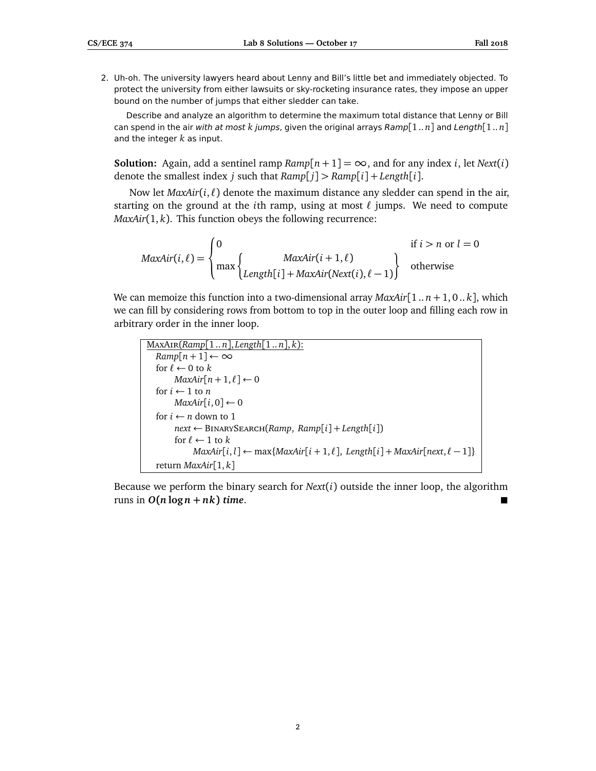2. Uh-oh. The university lawyers heard about Lenny and Bill's little bet and immediately objected. To protect the university from either lawsuits or sky-rocketing insurance rates, they impose an upper bound on the number of jumps that either sledder can take.

   Describe and analyze an algorithm to determine the maximum total distance that Lenny or Bill can spend in the air *with at most $k$ jumps*, given the original arrays $Ramp[1..n]$ and $Length[1..n]$ and the integer $k$ as input.

**Solution:** Again, add a sentinel ramp $Ramp[n+1] = \infty$, and for any index $i$, let $Next(i)$ denote the smallest index $j$ such that $Ramp[j] > Ramp[i] + Length[i]$.

Now let $MaxAir(i, \ell)$ denote the maximum distance any sledder can spend in the air, starting on the ground at the $i$th ramp, using at most $\ell$ jumps. We need to compute $MaxAir(1, k)$. This function obeys the following recurrence:

$$MaxAir(i, \ell) = \begin{cases} 0 & \text{if } i > n \text{ or } l = 0 \\ \max \begin{Bmatrix} MaxAir(i+1, \ell) \\ Length[i] + MaxAir(Next(i), \ell - 1) \end{Bmatrix} & \text{otherwise} \end{cases}$$

We can memoize this function into a two-dimensional array $MaxAir[1..n+1, 0..k]$, which we can fill by considering rows from bottom to top in the outer loop and filling each row in arbitrary order in the inner loop.

```
MaxAir(Ramp[1..n], Length[1..n], k):
  Ramp[n+1] ← ∞
  for ℓ ← 0 to k
      MaxAir[n+1, ℓ] ← 0
  for i ← 1 to n
      MaxAir[i, 0] ← 0
  for i ← n down to 1
      next ← BinarySearch(Ramp, Ramp[i] + Length[i])
      for ℓ ← 1 to k
          MaxAir[i, l] ← max{MaxAir[i+1, ℓ], Length[i] + MaxAir[next, ℓ−1]}
  return MaxAir[1, k]
```

Because we perform the binary search for $Next(i)$ outside the inner loop, the algorithm runs in $\boldsymbol{O(n \log n + nk)}$ ***time***. ■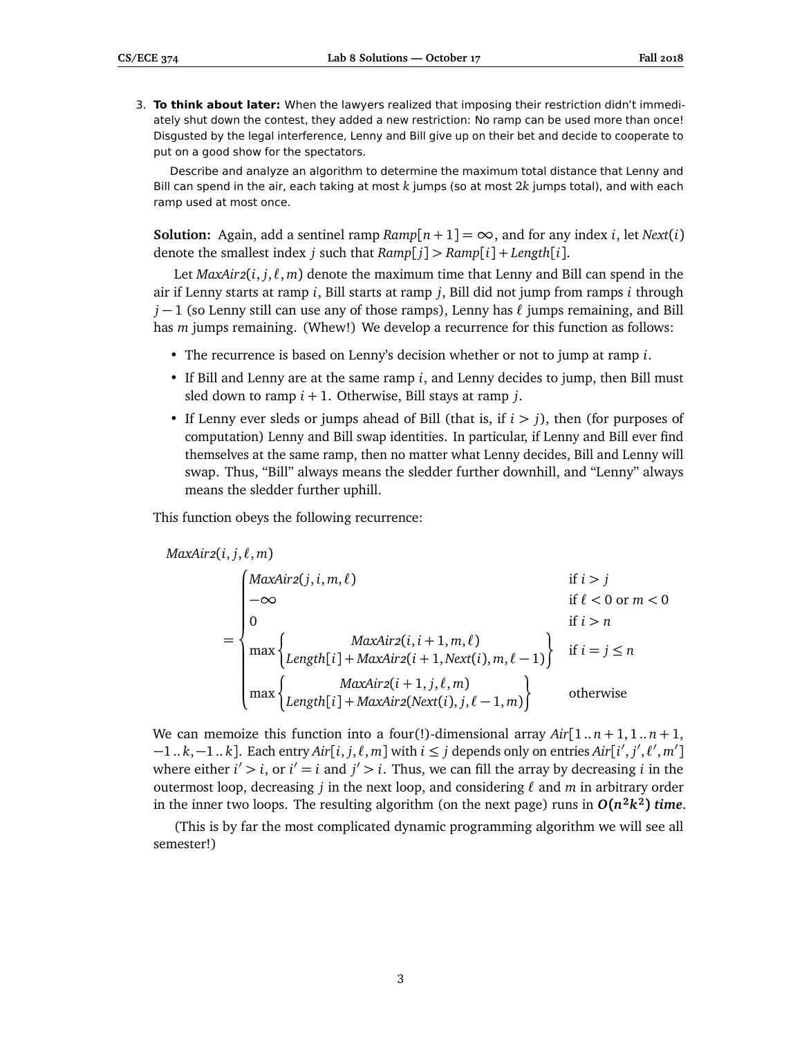3. **To think about later:** When the lawyers realized that imposing their restriction didn't immediately shut down the contest, they added a new restriction: No ramp can be used more than once! Disgusted by the legal interference, Lenny and Bill give up on their bet and decide to cooperate to put on a good show for the spectators.

   Describe and analyze an algorithm to determine the maximum total distance that Lenny and Bill can spend in the air, each taking at most $k$ jumps (so at most $2k$ jumps total), and with each ramp used at most once.

**Solution:** Again, add a sentinel ramp $Ramp[n+1] = \infty$, and for any index $i$, let $Next(i)$ denote the smallest index $j$ such that $Ramp[j] > Ramp[i] + Length[i]$.

Let $MaxAir2(i, j, \ell, m)$ denote the maximum time that Lenny and Bill can spend in the air if Lenny starts at ramp $i$, Bill starts at ramp $j$, Bill did not jump from ramps $i$ through $j-1$ (so Lenny still can use any of those ramps), Lenny has $\ell$ jumps remaining, and Bill has $m$ jumps remaining. (Whew!) We develop a recurrence for this function as follows:

- The recurrence is based on Lenny's decision whether or not to jump at ramp $i$.
- If Bill and Lenny are at the same ramp $i$, and Lenny decides to jump, then Bill must sled down to ramp $i+1$. Otherwise, Bill stays at ramp $j$.
- If Lenny ever sleds or jumps ahead of Bill (that is, if $i > j$), then (for purposes of computation) Lenny and Bill swap identities. In particular, if Lenny and Bill ever find themselves at the same ramp, then no matter what Lenny decides, Bill and Lenny will swap. Thus, "Bill" always means the sledder further downhill, and "Lenny" always means the sledder further uphill.

This function obeys the following recurrence:

$$
MaxAir2(i, j, \ell, m) = \begin{cases} MaxAir2(j, i, m, \ell) & \text{if } i > j \\ -\infty & \text{if } \ell < 0 \text{ or } m < 0 \\ 0 & \text{if } i > n \\ \max\left\{ \begin{array}{c} MaxAir2(i, i+1, m, \ell) \\ Length[i] + MaxAir2(i+1, Next(i), m, \ell-1) \end{array} \right\} & \text{if } i = j \leq n \\ \max\left\{ \begin{array}{c} MaxAir2(i+1, j, \ell, m) \\ Length[i] + MaxAir2(Next(i), j, \ell-1, m) \end{array} \right\} & \text{otherwise} \end{cases}
$$

We can memoize this function into a four(!)-dimensional array $Air[1..n+1, 1..n+1, -1..k, -1..k]$. Each entry $Air[i, j, \ell, m]$ with $i \leq j$ depends only on entries $Air[i', j', \ell', m']$ where either $i' > i$, or $i' = i$ and $j' > i$. Thus, we can fill the array by decreasing $i$ in the outermost loop, decreasing $j$ in the next loop, and considering $\ell$ and $m$ in arbitrary order in the inner two loops. The resulting algorithm (on the next page) runs in $\boldsymbol{O(n^2k^2)}$ ***time***.

(This is by far the most complicated dynamic programming algorithm we will see all semester!)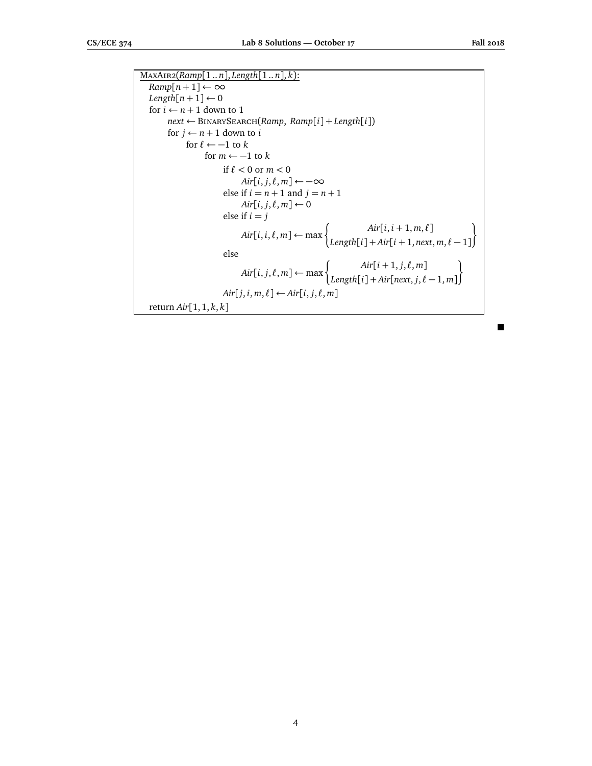```
MaxAir2(Ramp[1..n], Length[1..n], k):
  Ramp[n+1] ← ∞
  Length[n+1] ← 0
  for i ← n+1 down to 1
      next ← BinarySearch(Ramp, Ramp[i] + Length[i])
      for j ← n+1 down to i
          for ℓ ← −1 to k
              for m ← −1 to k
                  if ℓ < 0 or m < 0
                      Air[i, j, ℓ, m] ← −∞
                  else if i = n+1 and j = n+1
                      Air[i, j, ℓ, m] ← 0
                  else if i = j
                      Air[i, i, ℓ, m] ← max { Air[i, i+1, m, ℓ]
                                              Length[i] + Air[i+1, next, m, ℓ−1] }
                  else
                      Air[i, j, ℓ, m] ← max { Air[i+1, j, ℓ, m]
                                              Length[i] + Air[next, j, ℓ−1, m] }
                  Air[j, i, m, ℓ] ← Air[i, j, ℓ, m]
  return Air[1, 1, k, k]
```

■